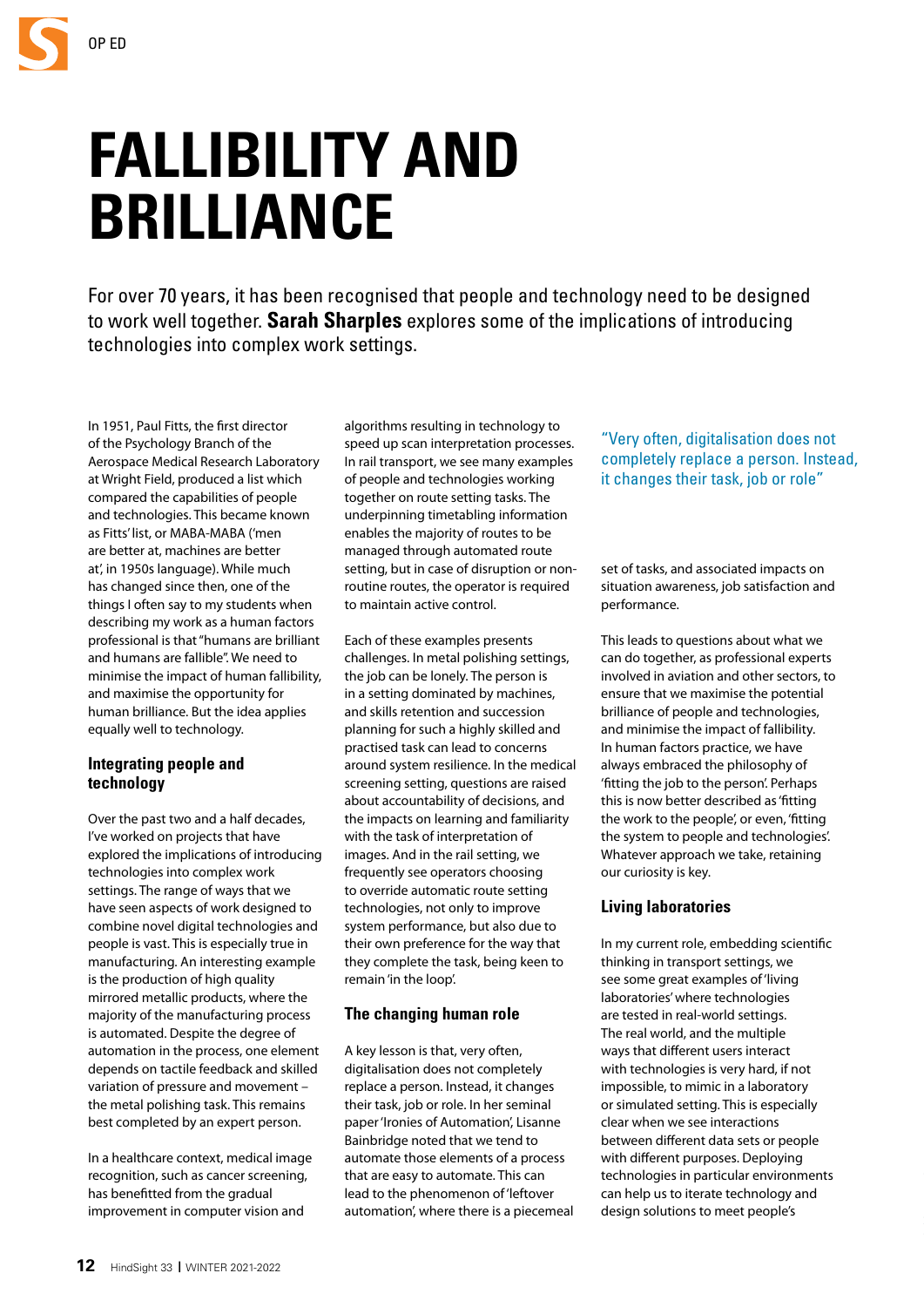# FALLIBILITY AND BRILLIANCE

For over 70 years, it has been recognised that people and technology need to be designed to work well together. **Sarah Sharples** explores some of the implications of introducing technologies into complex work settings.

In 1951, Paul Fitts, the first director of the Psychology Branch of the Aerospace Medical Research Laboratory at Wright Field, produced a list which compared the capabilities of people and technologies. This became known as Fitts' list, or MABA-MABA ('men are better at, machines are better at', in 1950s language). While much has changed since then, one of the things I often say to my students when describing my work as a human factors professional is that "humans are brilliant and humans are fallible". We need to minimise the impact of human fallibility, and maximise the opportunity for human brilliance. But the idea applies equally well to technology.

## Integrating people and technology

Over the past two and a half decades, I've worked on projects that have explored the implications of introducing technologies into complex work settings. The range of ways that we have seen aspects of work designed to combine novel digital technologies and people is vast. This is especially true in manufacturing. An interesting example is the production of high quality mirrored metallic products, where the majority of the manufacturing process is automated. Despite the degree of automation in the process, one element depends on tactile feedback and skilled variation of pressure and movement – the metal polishing task. This remains best completed by an expert person.

In a healthcare context, medical image recognition, such as cancer screening, has benefitted from the gradual improvement in computer vision and algorithms resulting in technology to speed up scan interpretation processes. In rail transport, we see many examples of people and technologies working together on route setting tasks. The underpinning timetabling information enables the majority of routes to be managed through automated route setting, but in case of disruption or non-routine routes, the operator is required to maintain active control.

Each of these examples presents challenges. In metal polishing settings, the job can be lonely. The person is in a setting dominated by machines, and skills retention and succession planning for such a highly skilled and practised task can lead to concerns around system resilience. In the medical screening setting, questions are raised about accountability of decisions, and the impacts on learning and familiarity with the task of interpretation of images. And in the rail setting, we frequently see operators choosing to override automatic route setting technologies, not only to improve system performance, but also due to their own preference for the way that they complete the task, being keen to remain 'in the loop'.

## The changing human role

A key lesson is that, very often, digitalisation does not completely replace a person. Instead, it changes their task, job or role. In her seminal paper 'Ironies of Automation', Lisanne Bainbridge noted that we tend to automate those elements of a process that are easy to automate. This can lead to the phenomenon of 'leftover automation', where there is a piecemeal set of tasks, and associated impacts on situation awareness, job satisfaction and performance.

> "Very often, digitalisation does not completely replace a person. Instead, it changes their task, job or role"

This leads to questions about what we can do together, as professional experts involved in aviation and other sectors, to ensure that we maximise the potential brilliance of people and technologies, and minimise the impact of fallibility. In human factors practice, we have always embraced the philosophy of 'fitting the job to the person'. Perhaps this is now better described as 'fitting the work to the people', or even, 'fitting the system to people and technologies'. Whatever approach we take, retaining our curiosity is key.

## Living laboratories

In my current role, embedding scientific thinking in transport settings, we see some great examples of 'living laboratories' where technologies are tested in real-world settings. The real world, and the multiple ways that different users interact with technologies is very hard, if not impossible, to mimic in a laboratory or simulated setting. This is especially clear when we see interactions between different data sets or people with different purposes. Deploying technologies in particular environments can help us to iterate technology and design solutions to meet people's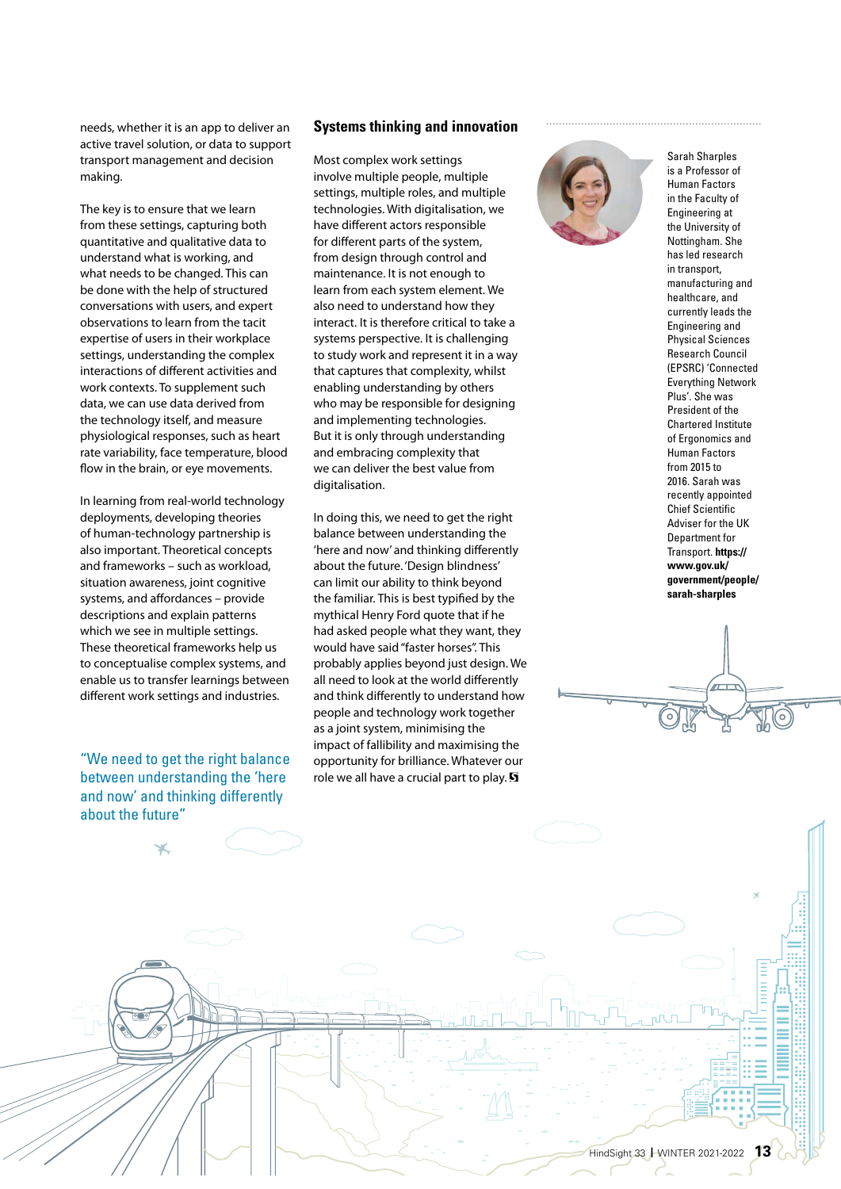needs, whether it is an app to deliver an active travel solution, or data to support transport management and decision making.

The key is to ensure that we learn from these settings, capturing both quantitative and qualitative data to understand what is working, and what needs to be changed. This can be done with the help of structured conversations with users, and expert observations to learn from the tacit expertise of users in their workplace settings, understanding the complex interactions of different activities and work contexts. To supplement such data, we can use data derived from the technology itself, and measure physiological responses, such as heart rate variability, face temperature, blood flow in the brain, or eye movements.

In learning from real-world technology deployments, developing theories of human-technology partnership is also important. Theoretical concepts and frameworks – such as workload, situation awareness, joint cognitive systems, and affordances – provide descriptions and explain patterns which we see in multiple settings. These theoretical frameworks help us to conceptualise complex systems, and enable us to transfer learnings between different work settings and industries.

"We need to get the right balance between understanding the 'here and now' and thinking differently about the future"

## Systems thinking and innovation

Most complex work settings involve multiple people, multiple settings, multiple roles, and multiple technologies. With digitalisation, we have different actors responsible for different parts of the system, from design through control and maintenance. It is not enough to learn from each system element. We also need to understand how they interact. It is therefore critical to take a systems perspective. It is challenging to study work and represent it in a way that captures that complexity, whilst enabling understanding by others who may be responsible for designing and implementing technologies. But it is only through understanding and embracing complexity that we can deliver the best value from digitalisation.

In doing this, we need to get the right balance between understanding the 'here and now' and thinking differently about the future. 'Design blindness' can limit our ability to think beyond the familiar. This is best typified by the mythical Henry Ford quote that if he had asked people what they want, they would have said "faster horses". This probably applies beyond just design. We all need to look at the world differently and think differently to understand how people and technology work together as a joint system, minimising the impact of fallibility and maximising the opportunity for brilliance. Whatever our role we all have a crucial part to play.

Sarah Sharples is a Professor of Human Factors in the Faculty of Engineering at the University of Nottingham. She has led research in transport, manufacturing and healthcare, and currently leads the Engineering and Physical Sciences Research Council (EPSRC) 'Connected Everything Network Plus'. She was President of the Chartered Institute of Ergonomics and Human Factors from 2015 to 2016. Sarah was recently appointed Chief Scientific Adviser for the UK Department for Transport. **https://www.gov.uk/government/people/sarah-sharples**